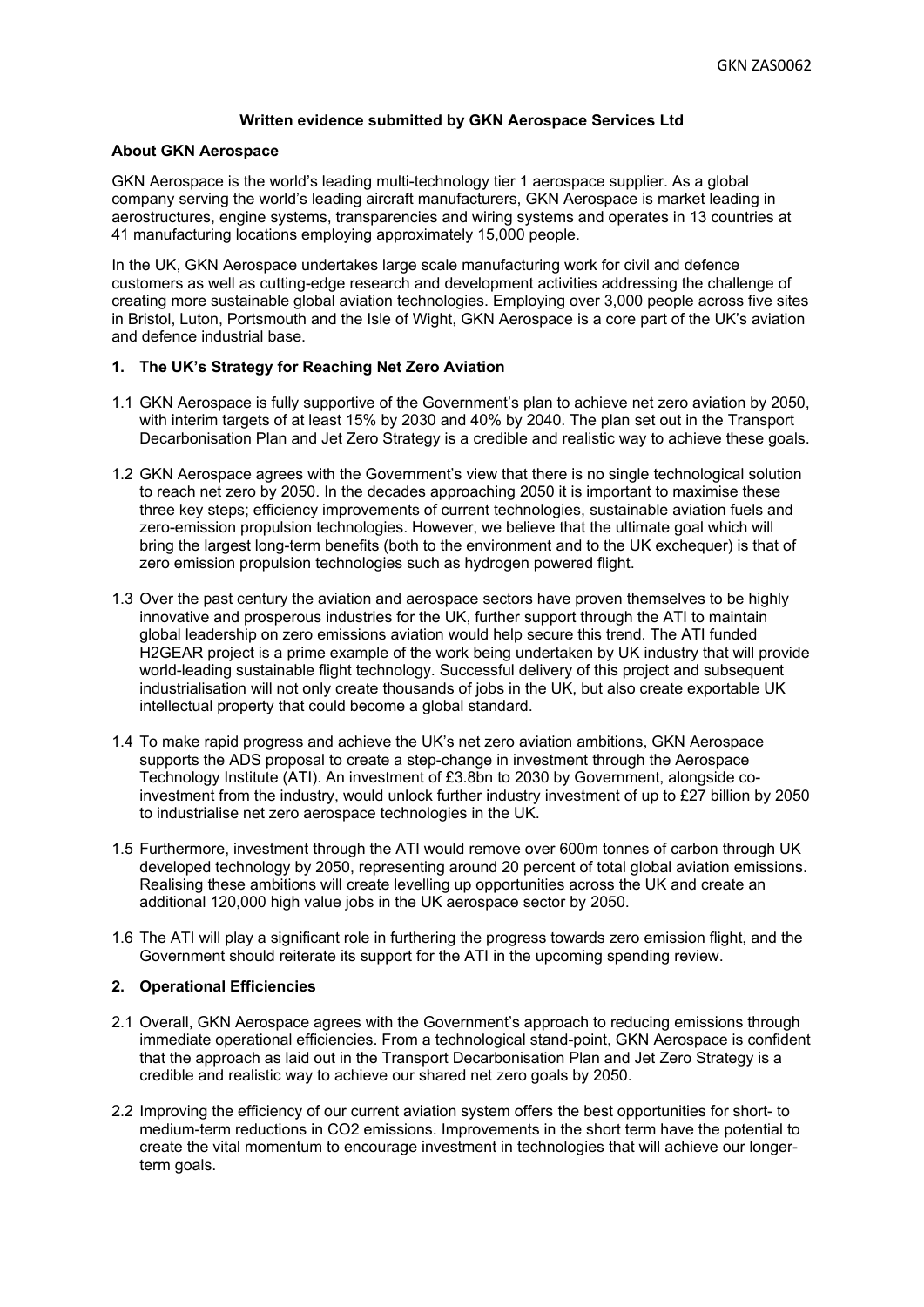# Written evidence submitted by GKN Aerospace Services Ltd

## About GKN Aerospace

GKN Aerospace is the world's leading multi-technology tier 1 aerospace supplier. As a global company serving the world's leading aircraft manufacturers, GKN Aerospace is market leading in aerostructures, engine systems, transparencies and wiring systems and operates in 13 countries at 41 manufacturing locations employing approximately 15,000 people.

In the UK, GKN Aerospace undertakes large scale manufacturing work for civil and defence customers as well as cutting-edge research and development activities addressing the challenge of creating more sustainable global aviation technologies. Employing over 3,000 people across five sites in Bristol, Luton, Portsmouth and the Isle of Wight, GKN Aerospace is a core part of the UK's aviation and defence industrial base.

## 1. The UK's Strategy for Reaching Net Zero Aviation

1.1 GKN Aerospace is fully supportive of the Government's plan to achieve net zero aviation by 2050, with interim targets of at least 15% by 2030 and 40% by 2040. The plan set out in the Transport Decarbonisation Plan and Jet Zero Strategy is a credible and realistic way to achieve these goals.

1.2 GKN Aerospace agrees with the Government's view that there is no single technological solution to reach net zero by 2050. In the decades approaching 2050 it is important to maximise these three key steps; efficiency improvements of current technologies, sustainable aviation fuels and zero-emission propulsion technologies. However, we believe that the ultimate goal which will bring the largest long-term benefits (both to the environment and to the UK exchequer) is that of zero emission propulsion technologies such as hydrogen powered flight.

1.3 Over the past century the aviation and aerospace sectors have proven themselves to be highly innovative and prosperous industries for the UK, further support through the ATI to maintain global leadership on zero emissions aviation would help secure this trend. The ATI funded H2GEAR project is a prime example of the work being undertaken by UK industry that will provide world-leading sustainable flight technology. Successful delivery of this project and subsequent industrialisation will not only create thousands of jobs in the UK, but also create exportable UK intellectual property that could become a global standard.

1.4 To make rapid progress and achieve the UK's net zero aviation ambitions, GKN Aerospace supports the ADS proposal to create a step-change in investment through the Aerospace Technology Institute (ATI). An investment of £3.8bn to 2030 by Government, alongside co-investment from the industry, would unlock further industry investment of up to £27 billion by 2050 to industrialise net zero aerospace technologies in the UK.

1.5 Furthermore, investment through the ATI would remove over 600m tonnes of carbon through UK developed technology by 2050, representing around 20 percent of total global aviation emissions. Realising these ambitions will create levelling up opportunities across the UK and create an additional 120,000 high value jobs in the UK aerospace sector by 2050.

1.6 The ATI will play a significant role in furthering the progress towards zero emission flight, and the Government should reiterate its support for the ATI in the upcoming spending review.

## 2. Operational Efficiencies

2.1 Overall, GKN Aerospace agrees with the Government's approach to reducing emissions through immediate operational efficiencies. From a technological stand-point, GKN Aerospace is confident that the approach as laid out in the Transport Decarbonisation Plan and Jet Zero Strategy is a credible and realistic way to achieve our shared net zero goals by 2050.

2.2 Improving the efficiency of our current aviation system offers the best opportunities for short- to medium-term reductions in $CO_2$ emissions. Improvements in the short term have the potential to create the vital momentum to encourage investment in technologies that will achieve our longer-term goals.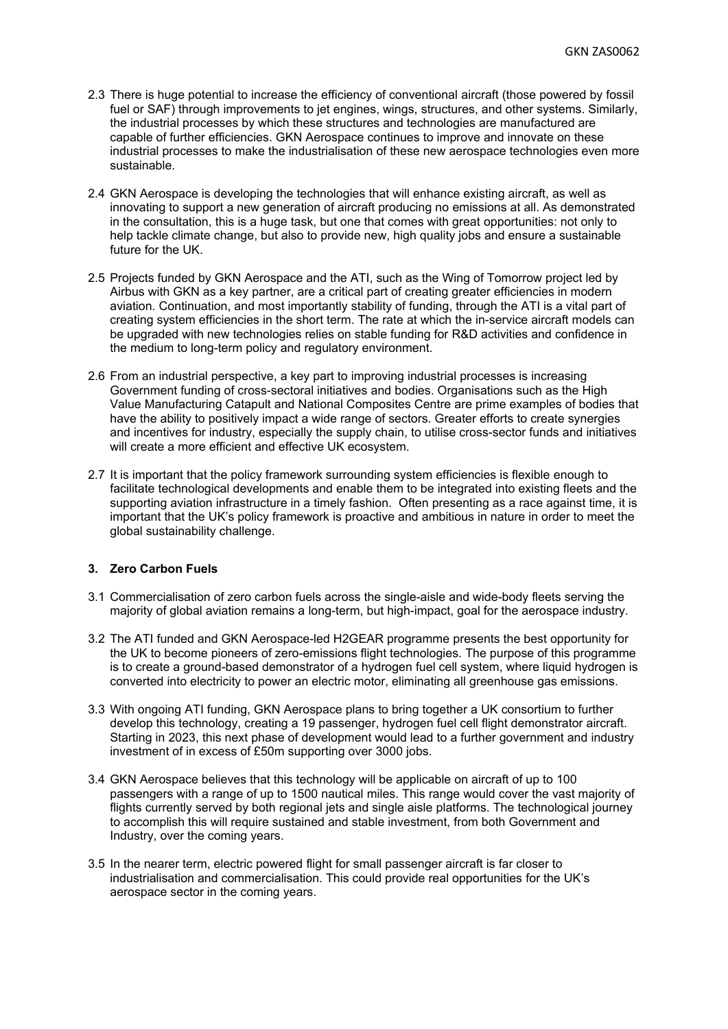2.3 There is huge potential to increase the efficiency of conventional aircraft (those powered by fossil fuel or SAF) through improvements to jet engines, wings, structures, and other systems. Similarly, the industrial processes by which these structures and technologies are manufactured are capable of further efficiencies. GKN Aerospace continues to improve and innovate on these industrial processes to make the industrialisation of these new aerospace technologies even more sustainable.

2.4 GKN Aerospace is developing the technologies that will enhance existing aircraft, as well as innovating to support a new generation of aircraft producing no emissions at all. As demonstrated in the consultation, this is a huge task, but one that comes with great opportunities: not only to help tackle climate change, but also to provide new, high quality jobs and ensure a sustainable future for the UK.

2.5 Projects funded by GKN Aerospace and the ATI, such as the Wing of Tomorrow project led by Airbus with GKN as a key partner, are a critical part of creating greater efficiencies in modern aviation. Continuation, and most importantly stability of funding, through the ATI is a vital part of creating system efficiencies in the short term. The rate at which the in-service aircraft models can be upgraded with new technologies relies on stable funding for R&D activities and confidence in the medium to long-term policy and regulatory environment.

2.6 From an industrial perspective, a key part to improving industrial processes is increasing Government funding of cross-sectoral initiatives and bodies. Organisations such as the High Value Manufacturing Catapult and National Composites Centre are prime examples of bodies that have the ability to positively impact a wide range of sectors. Greater efforts to create synergies and incentives for industry, especially the supply chain, to utilise cross-sector funds and initiatives will create a more efficient and effective UK ecosystem.

2.7 It is important that the policy framework surrounding system efficiencies is flexible enough to facilitate technological developments and enable them to be integrated into existing fleets and the supporting aviation infrastructure in a timely fashion. Often presenting as a race against time, it is important that the UK's policy framework is proactive and ambitious in nature in order to meet the global sustainability challenge.

**3. Zero Carbon Fuels**

3.1 Commercialisation of zero carbon fuels across the single-aisle and wide-body fleets serving the majority of global aviation remains a long-term, but high-impact, goal for the aerospace industry.

3.2 The ATI funded and GKN Aerospace-led H2GEAR programme presents the best opportunity for the UK to become pioneers of zero-emissions flight technologies. The purpose of this programme is to create a ground-based demonstrator of a hydrogen fuel cell system, where liquid hydrogen is converted into electricity to power an electric motor, eliminating all greenhouse gas emissions.

3.3 With ongoing ATI funding, GKN Aerospace plans to bring together a UK consortium to further develop this technology, creating a 19 passenger, hydrogen fuel cell flight demonstrator aircraft. Starting in 2023, this next phase of development would lead to a further government and industry investment of in excess of £50m supporting over 3000 jobs.

3.4 GKN Aerospace believes that this technology will be applicable on aircraft of up to 100 passengers with a range of up to 1500 nautical miles. This range would cover the vast majority of flights currently served by both regional jets and single aisle platforms. The technological journey to accomplish this will require sustained and stable investment, from both Government and Industry, over the coming years.

3.5 In the nearer term, electric powered flight for small passenger aircraft is far closer to industrialisation and commercialisation. This could provide real opportunities for the UK's aerospace sector in the coming years.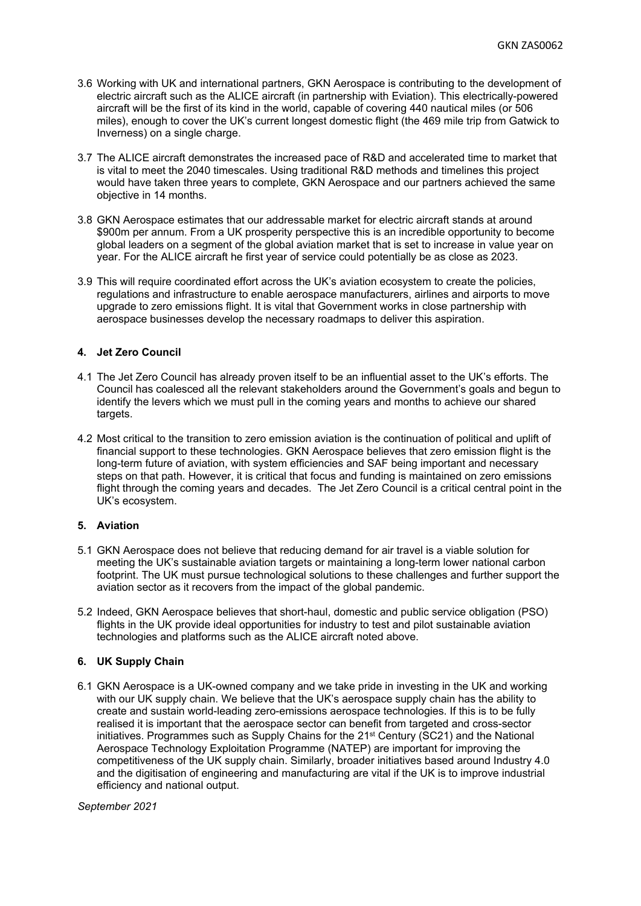3.6 Working with UK and international partners, GKN Aerospace is contributing to the development of electric aircraft such as the ALICE aircraft (in partnership with Eviation). This electrically-powered aircraft will be the first of its kind in the world, capable of covering 440 nautical miles (or 506 miles), enough to cover the UK's current longest domestic flight (the 469 mile trip from Gatwick to Inverness) on a single charge.

3.7 The ALICE aircraft demonstrates the increased pace of R&D and accelerated time to market that is vital to meet the 2040 timescales. Using traditional R&D methods and timelines this project would have taken three years to complete, GKN Aerospace and our partners achieved the same objective in 14 months.

3.8 GKN Aerospace estimates that our addressable market for electric aircraft stands at around $900m per annum. From a UK prosperity perspective this is an incredible opportunity to become global leaders on a segment of the global aviation market that is set to increase in value year on year. For the ALICE aircraft he first year of service could potentially be as close as 2023.

3.9 This will require coordinated effort across the UK's aviation ecosystem to create the policies, regulations and infrastructure to enable aerospace manufacturers, airlines and airports to move upgrade to zero emissions flight. It is vital that Government works in close partnership with aerospace businesses develop the necessary roadmaps to deliver this aspiration.

## 4. Jet Zero Council

4.1 The Jet Zero Council has already proven itself to be an influential asset to the UK's efforts. The Council has coalesced all the relevant stakeholders around the Government's goals and begun to identify the levers which we must pull in the coming years and months to achieve our shared targets.

4.2 Most critical to the transition to zero emission aviation is the continuation of political and uplift of financial support to these technologies. GKN Aerospace believes that zero emission flight is the long-term future of aviation, with system efficiencies and SAF being important and necessary steps on that path. However, it is critical that focus and funding is maintained on zero emissions flight through the coming years and decades. The Jet Zero Council is a critical central point in the UK's ecosystem.

## 5. Aviation

5.1 GKN Aerospace does not believe that reducing demand for air travel is a viable solution for meeting the UK's sustainable aviation targets or maintaining a long-term lower national carbon footprint. The UK must pursue technological solutions to these challenges and further support the aviation sector as it recovers from the impact of the global pandemic.

5.2 Indeed, GKN Aerospace believes that short-haul, domestic and public service obligation (PSO) flights in the UK provide ideal opportunities for industry to test and pilot sustainable aviation technologies and platforms such as the ALICE aircraft noted above.

## 6. UK Supply Chain

6.1 GKN Aerospace is a UK-owned company and we take pride in investing in the UK and working with our UK supply chain. We believe that the UK's aerospace supply chain has the ability to create and sustain world-leading zero-emissions aerospace technologies. If this is to be fully realised it is important that the aerospace sector can benefit from targeted and cross-sector initiatives. Programmes such as Supply Chains for the 21st Century (SC21) and the National Aerospace Technology Exploitation Programme (NATEP) are important for improving the competitiveness of the UK supply chain. Similarly, broader initiatives based around Industry 4.0 and the digitisation of engineering and manufacturing are vital if the UK is to improve industrial efficiency and national output.

*September 2021*